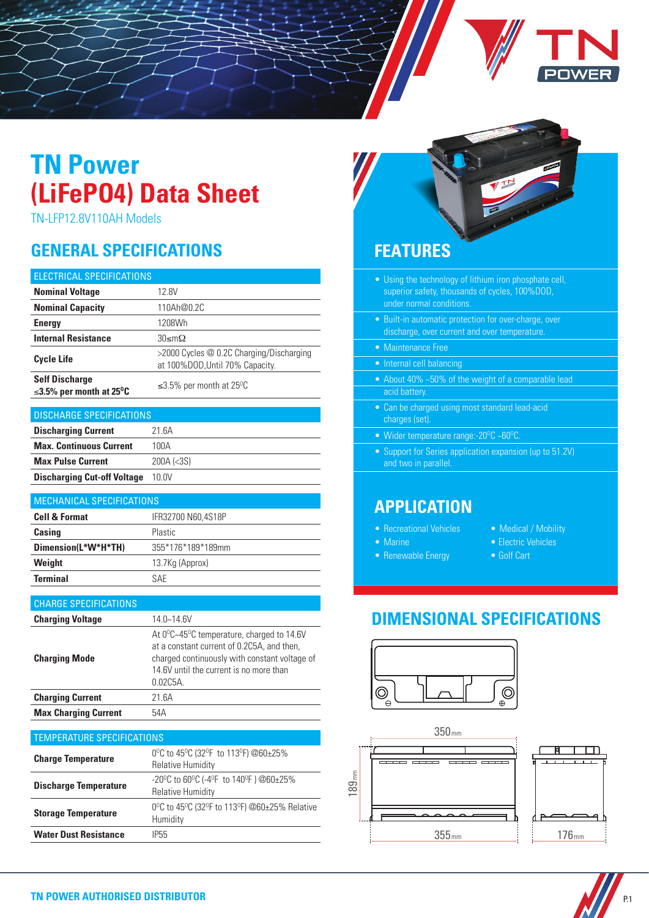# TN Power (LiFePO4) Data Sheet

TN-LFP12.8V110AH Models

## GENERAL SPECIFICATIONS

| ELECTRICAL SPECIFICATIONS | |
|---|---|
| **Nominal Voltage** | 12.8V |
| **Nominal Capacity** | 110Ah@0.2C |
| **Energy** | 1208Wh |
| **Internal Resistance** | 30≤mΩ |
| **Cycle Life** | >2000 Cycles @ 0.2C Charging/Discharging at 100%DOD,Until 70% Capacity. |
| **Self Discharge ≤3.5% per month at 25°C** | ≤3.5% per month at 25°C |

| DISCHARGE SPECIFICATIONS | |
|---|---|
| **Discharging Current** | 21.6A |
| **Max. Continuous Current** | 100A |
| **Max Pulse Current** | 200A (<3S) |
| **Discharging Cut-off Voltage** | 10.0V |

| MECHANICAL SPECIFICATIONS | |
|---|---|
| **Cell & Format** | IFR32700 N60,4S18P |
| **Casing** | Plastic |
| **Dimension(L*W*H*TH)** | 355*176*189*189mm |
| **Weight** | 13.7Kg (Approx) |
| **Terminal** | SAE |

| CHARGE SPECIFICATIONS | |
|---|---|
| **Charging Voltage** | 14.0~14.6V |
| **Charging Mode** | At 0°C~45°C temperature, charged to 14.6V at a constant current of 0.2C5A, and then, charged continuously with constant voltage of 14.6V until the current is no more than 0.02C5A. |
| **Charging Current** | 21.6A |
| **Max Charging Current** | 54A |

| TEMPERATURE SPECIFICATIONS | |
|---|---|
| **Charge Temperature** | 0°C to 45°C (32°F to 113°F) @60±25% Relative Humidity |
| **Discharge Temperature** | -20°C to 60°C (-4°F to 140°F ) @60±25% Relative Humidity |
| **Storage Temperature** | 0°C to 45°C (32°F to 113°F) @60±25% Relative Humidity |
| **Water Dust Resistance** | IP55 |

## FEATURES

- Using the technology of lithium iron phosphate cell, superior safety, thousands of cycles, 100%DOD, under normal conditions.
- Built-in automatic protection for over-charge, over discharge, over current and over temperature.
- Maintenance Free
- Internal cell balancing
- About 40% ~50% of the weight of a comparable lead acid battery.
- Can be charged using most standard lead-acid charges (set).
- Wider temperature range:-20°C ~60°C.
- Support for Series application expansion (up to 51.2V) and two in parallel.

## APPLICATION

- Recreational Vehicles
- Marine
- Renewable Energy
- Medical / Mobility
- Electric Vehicles
- Golf Cart

## DIMENSIONAL SPECIFICATIONS

350mm

189mm

355mm

176mm

**TN POWER AUTHORISED DISTRIBUTOR**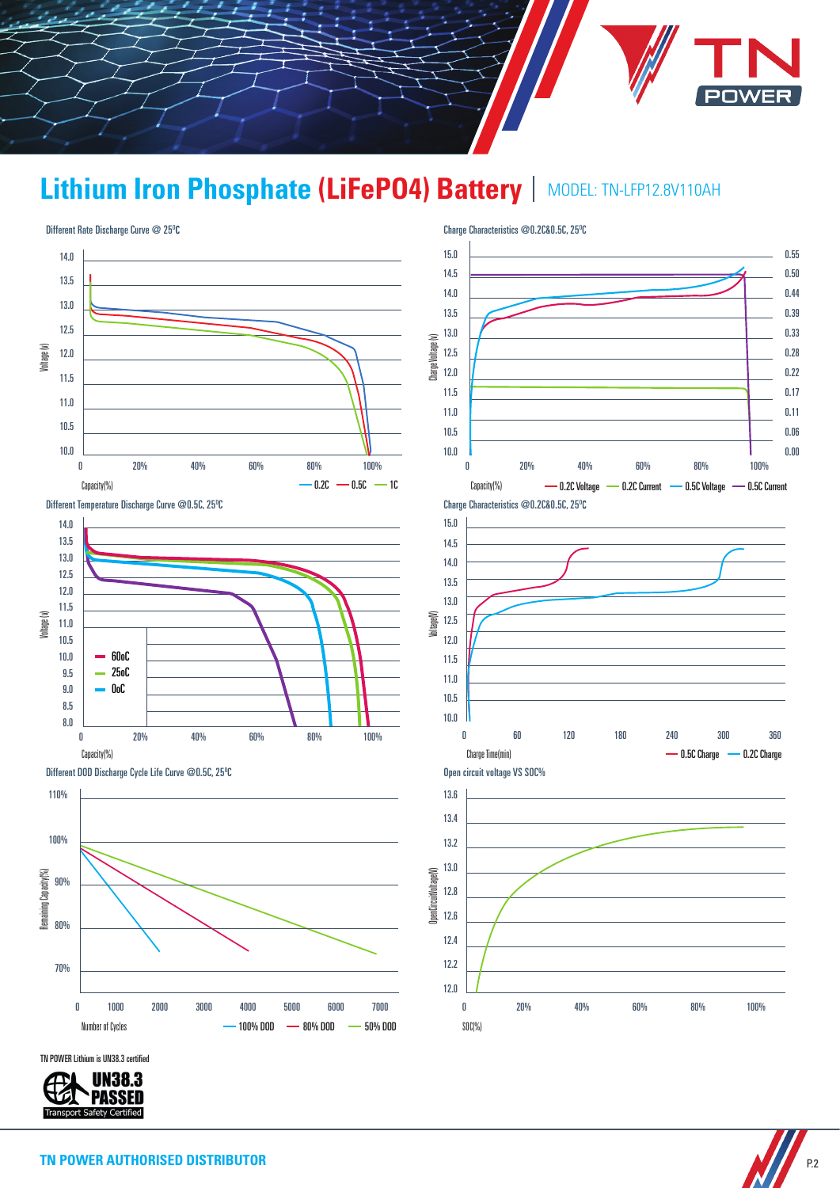# Lithium Iron Phosphate (LiFePO4) Battery | MODEL: TN-LFP12.8V110AH

Different Rate Discharge Curve @ 25ºC

Voltage (v)
14.0
13.5
13.0
12.5
12.0
11.5
11.0
10.5
10.0
0
20%
40%
60%
80%
100%
Capacity(%)
0.2C
0.5C
1C

Charge Characteristics @0.2C&0.5C, 25ºC

Charge Voltage (v)
15.0
14.5
14.0
13.5
13.0
12.5
12.0
11.5
11.0
10.5
10.0
0.55
0.50
0.44
0.39
0.33
0.28
0.22
0.17
0.11
0.06
0.00
0
20%
40%
60%
80%
100%
Capacity(%)
0.2C Voltage
0.2C Current
0.5C Voltage
0.5C Current

Different Temperature Discharge Curve @0.5C, 25ºC

Voltage (v)
14.0
13.5
13.0
12.5
12.0
11.5
11.0
10.5
10.0
9.5
9.0
8.5
8.0
0
20%
40%
60%
80%
100%
Capacity(%)
60oC
25oC
0oC

Charge Characteristics @0.2C&0.5C, 25ºC

Voltage(V)
15.0
14.5
14.0
13.5
13.0
12.5
12.0
11.5
11.0
10.5
10.0
0
60
120
180
240
300
360
Charge Time(min)
0.5C Charge
0.2C Charge

Different DOD Discharge Cycle Life Curve @0.5C, 25ºC

Remaining Capacity(%)
110%
100%
90%
80%
70%
0
1000
2000
3000
4000
5000
6000
7000
Number of Cycles
100% DOD
80% DOD
50% DOD

Open circuit voltage VS SOC%

OpenCircuitVoltage(V)
13.6
13.4
13.2
13.0
12.8
12.6
12.4
12.2
12.0
0
20%
40%
60%
80%
100%
SOC(%)

TN POWER Lithium is UN38.3 certified

UN38.3 PASSED
Transport Safety Certified

**TN POWER AUTHORISED DISTRIBUTOR**